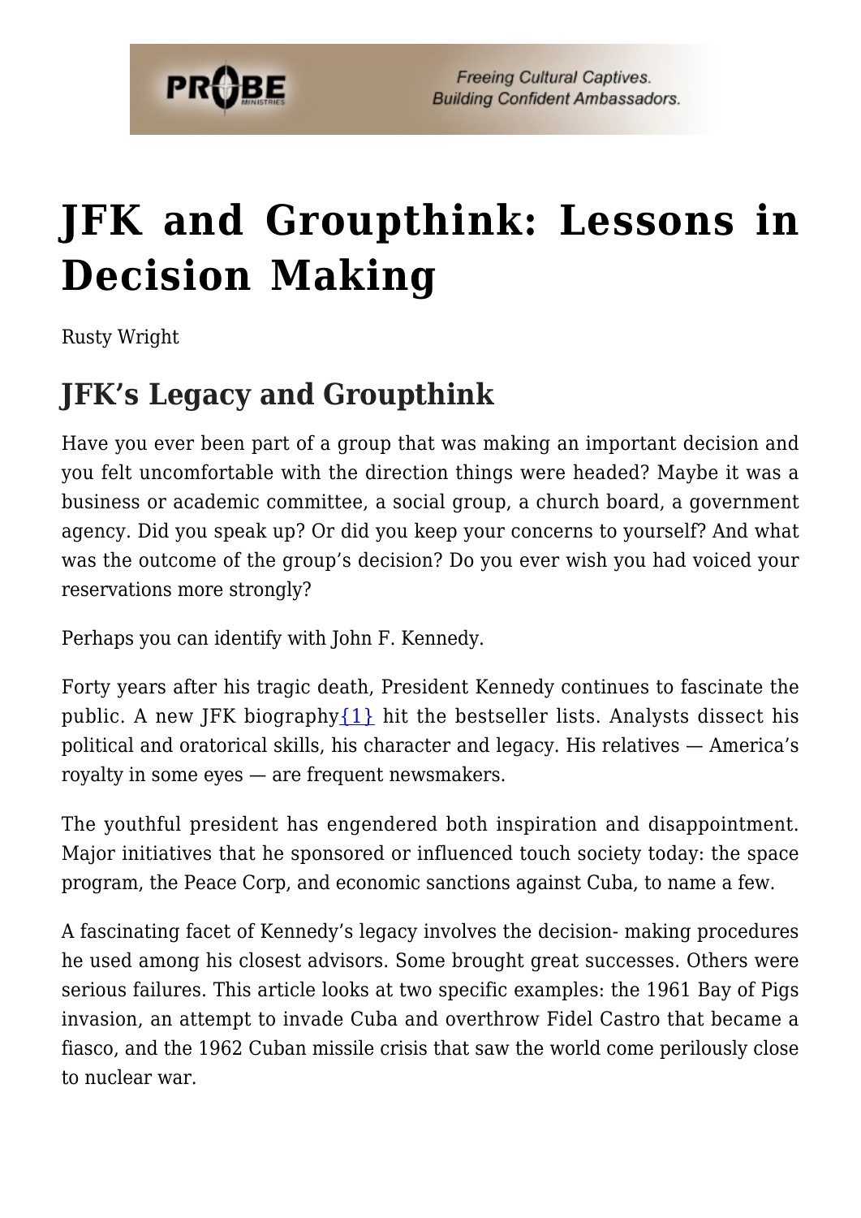# JFK and Groupthink: Lessons in Decision Making

Rusty Wright

## JFK's Legacy and Groupthink

Have you ever been part of a group that was making an important decision and you felt uncomfortable with the direction things were headed? Maybe it was a business or academic committee, a social group, a church board, a government agency. Did you speak up? Or did you keep your concerns to yourself? And what was the outcome of the group's decision? Do you ever wish you had voiced your reservations more strongly?

Perhaps you can identify with John F. Kennedy.

Forty years after his tragic death, President Kennedy continues to fascinate the public. A new JFK biography{1} hit the bestseller lists. Analysts dissect his political and oratorical skills, his character and legacy. His relatives — America's royalty in some eyes — are frequent newsmakers.

The youthful president has engendered both inspiration and disappointment. Major initiatives that he sponsored or influenced touch society today: the space program, the Peace Corp, and economic sanctions against Cuba, to name a few.

A fascinating facet of Kennedy's legacy involves the decision- making procedures he used among his closest advisors. Some brought great successes. Others were serious failures. This article looks at two specific examples: the 1961 Bay of Pigs invasion, an attempt to invade Cuba and overthrow Fidel Castro that became a fiasco, and the 1962 Cuban missile crisis that saw the world come perilously close to nuclear war.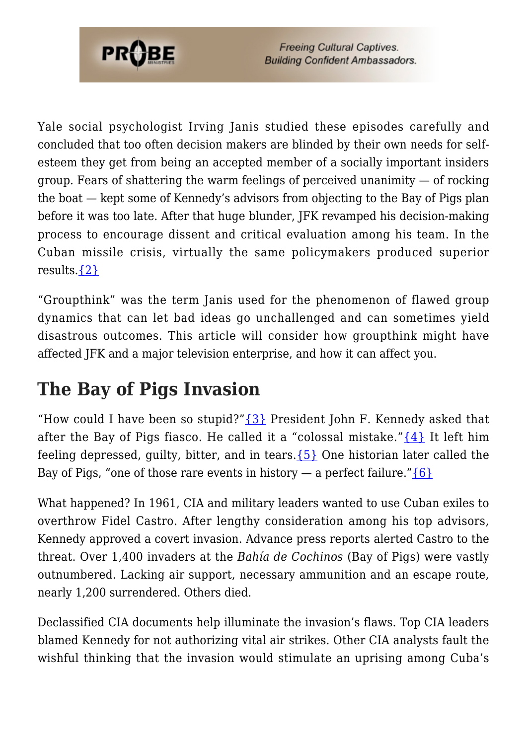Yale social psychologist Irving Janis studied these episodes carefully and concluded that too often decision makers are blinded by their own needs for self-esteem they get from being an accepted member of a socially important insiders group. Fears of shattering the warm feelings of perceived unanimity — of rocking the boat — kept some of Kennedy's advisors from objecting to the Bay of Pigs plan before it was too late. After that huge blunder, JFK revamped his decision-making process to encourage dissent and critical evaluation among his team. In the Cuban missile crisis, virtually the same policymakers produced superior results.{2}

"Groupthink" was the term Janis used for the phenomenon of flawed group dynamics that can let bad ideas go unchallenged and can sometimes yield disastrous outcomes. This article will consider how groupthink might have affected JFK and a major television enterprise, and how it can affect you.

## The Bay of Pigs Invasion

"How could I have been so stupid?"{3} President John F. Kennedy asked that after the Bay of Pigs fiasco. He called it a "colossal mistake."{4} It left him feeling depressed, guilty, bitter, and in tears.{5} One historian later called the Bay of Pigs, "one of those rare events in history — a perfect failure."{6}

What happened? In 1961, CIA and military leaders wanted to use Cuban exiles to overthrow Fidel Castro. After lengthy consideration among his top advisors, Kennedy approved a covert invasion. Advance press reports alerted Castro to the threat. Over 1,400 invaders at the *Bahía de Cochinos* (Bay of Pigs) were vastly outnumbered. Lacking air support, necessary ammunition and an escape route, nearly 1,200 surrendered. Others died.

Declassified CIA documents help illuminate the invasion's flaws. Top CIA leaders blamed Kennedy for not authorizing vital air strikes. Other CIA analysts fault the wishful thinking that the invasion would stimulate an uprising among Cuba's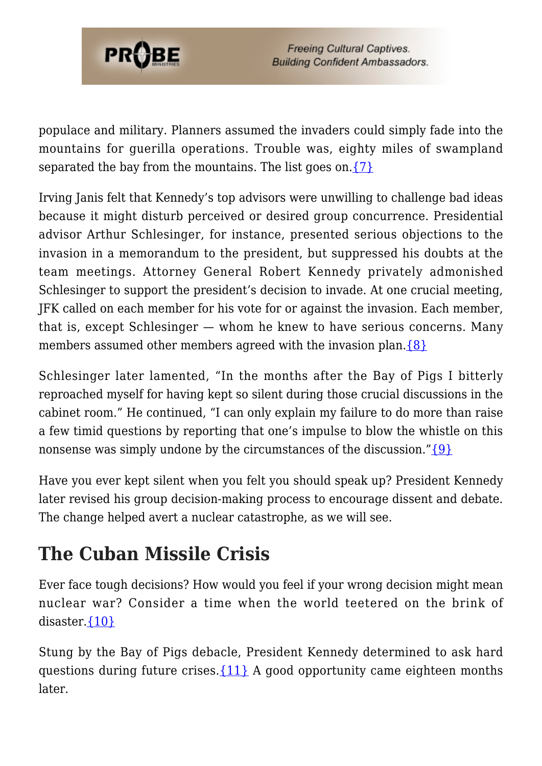populace and military. Planners assumed the invaders could simply fade into the mountains for guerilla operations. Trouble was, eighty miles of swampland separated the bay from the mountains. The list goes on.{7}

Irving Janis felt that Kennedy's top advisors were unwilling to challenge bad ideas because it might disturb perceived or desired group concurrence. Presidential advisor Arthur Schlesinger, for instance, presented serious objections to the invasion in a memorandum to the president, but suppressed his doubts at the team meetings. Attorney General Robert Kennedy privately admonished Schlesinger to support the president's decision to invade. At one crucial meeting, JFK called on each member for his vote for or against the invasion. Each member, that is, except Schlesinger — whom he knew to have serious concerns. Many members assumed other members agreed with the invasion plan.{8}

Schlesinger later lamented, "In the months after the Bay of Pigs I bitterly reproached myself for having kept so silent during those crucial discussions in the cabinet room." He continued, "I can only explain my failure to do more than raise a few timid questions by reporting that one's impulse to blow the whistle on this nonsense was simply undone by the circumstances of the discussion."{9}

Have you ever kept silent when you felt you should speak up? President Kennedy later revised his group decision-making process to encourage dissent and debate. The change helped avert a nuclear catastrophe, as we will see.

## The Cuban Missile Crisis

Ever face tough decisions? How would you feel if your wrong decision might mean nuclear war? Consider a time when the world teetered on the brink of disaster.{10}

Stung by the Bay of Pigs debacle, President Kennedy determined to ask hard questions during future crises.{11} A good opportunity came eighteen months later.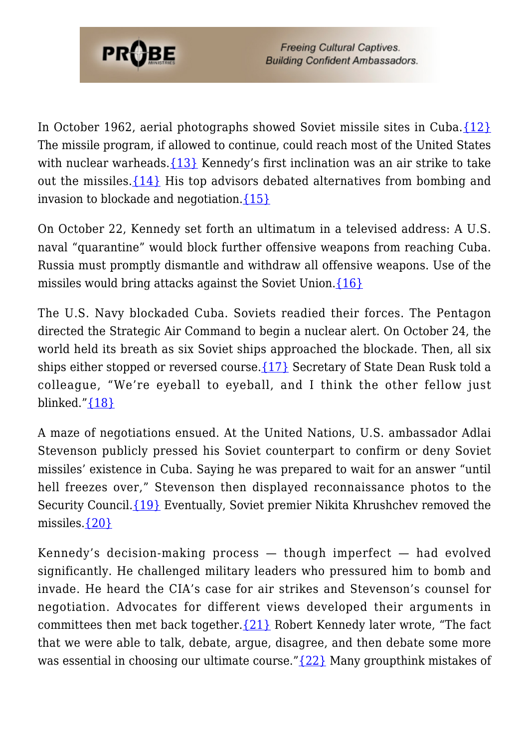In October 1962, aerial photographs showed Soviet missile sites in Cuba.{12} The missile program, if allowed to continue, could reach most of the United States with nuclear warheads.{13} Kennedy's first inclination was an air strike to take out the missiles.{14} His top advisors debated alternatives from bombing and invasion to blockade and negotiation.{15}

On October 22, Kennedy set forth an ultimatum in a televised address: A U.S. naval "quarantine" would block further offensive weapons from reaching Cuba. Russia must promptly dismantle and withdraw all offensive weapons. Use of the missiles would bring attacks against the Soviet Union.{16}

The U.S. Navy blockaded Cuba. Soviets readied their forces. The Pentagon directed the Strategic Air Command to begin a nuclear alert. On October 24, the world held its breath as six Soviet ships approached the blockade. Then, all six ships either stopped or reversed course.{17} Secretary of State Dean Rusk told a colleague, "We're eyeball to eyeball, and I think the other fellow just blinked."{18}

A maze of negotiations ensued. At the United Nations, U.S. ambassador Adlai Stevenson publicly pressed his Soviet counterpart to confirm or deny Soviet missiles' existence in Cuba. Saying he was prepared to wait for an answer "until hell freezes over," Stevenson then displayed reconnaissance photos to the Security Council.{19} Eventually, Soviet premier Nikita Khrushchev removed the missiles.{20}

Kennedy's decision-making process — though imperfect — had evolved significantly. He challenged military leaders who pressured him to bomb and invade. He heard the CIA's case for air strikes and Stevenson's counsel for negotiation. Advocates for different views developed their arguments in committees then met back together.{21} Robert Kennedy later wrote, "The fact that we were able to talk, debate, argue, disagree, and then debate some more was essential in choosing our ultimate course."{22} Many groupthink mistakes of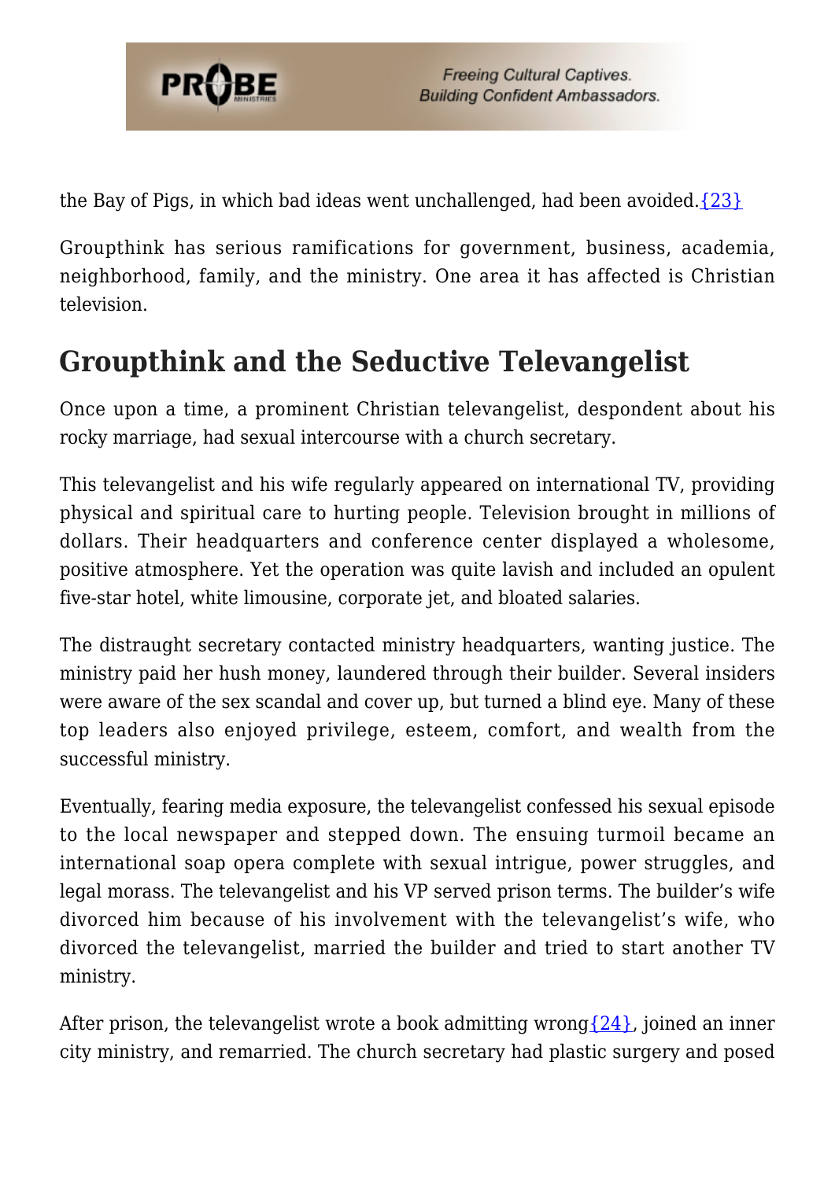the Bay of Pigs, in which bad ideas went unchallenged, had been avoided.{23}

Groupthink has serious ramifications for government, business, academia, neighborhood, family, and the ministry. One area it has affected is Christian television.

## Groupthink and the Seductive Televangelist

Once upon a time, a prominent Christian televangelist, despondent about his rocky marriage, had sexual intercourse with a church secretary.

This televangelist and his wife regularly appeared on international TV, providing physical and spiritual care to hurting people. Television brought in millions of dollars. Their headquarters and conference center displayed a wholesome, positive atmosphere. Yet the operation was quite lavish and included an opulent five-star hotel, white limousine, corporate jet, and bloated salaries.

The distraught secretary contacted ministry headquarters, wanting justice. The ministry paid her hush money, laundered through their builder. Several insiders were aware of the sex scandal and cover up, but turned a blind eye. Many of these top leaders also enjoyed privilege, esteem, comfort, and wealth from the successful ministry.

Eventually, fearing media exposure, the televangelist confessed his sexual episode to the local newspaper and stepped down. The ensuing turmoil became an international soap opera complete with sexual intrigue, power struggles, and legal morass. The televangelist and his VP served prison terms. The builder's wife divorced him because of his involvement with the televangelist's wife, who divorced the televangelist, married the builder and tried to start another TV ministry.

After prison, the televangelist wrote a book admitting wrong{24}, joined an inner city ministry, and remarried. The church secretary had plastic surgery and posed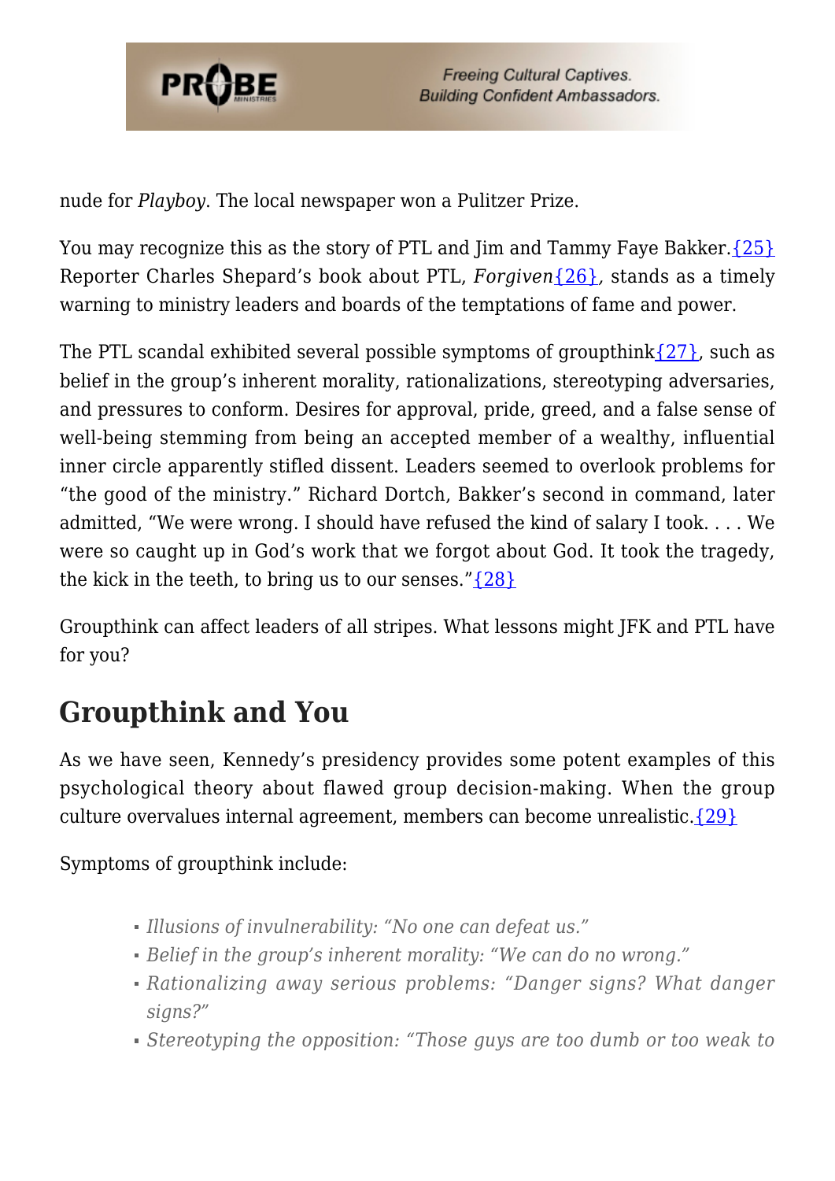nude for *Playboy*. The local newspaper won a Pulitzer Prize.

You may recognize this as the story of PTL and Jim and Tammy Faye Bakker.{25} Reporter Charles Shepard's book about PTL, *Forgiven*{26}, stands as a timely warning to ministry leaders and boards of the temptations of fame and power.

The PTL scandal exhibited several possible symptoms of groupthink{27}, such as belief in the group's inherent morality, rationalizations, stereotyping adversaries, and pressures to conform. Desires for approval, pride, greed, and a false sense of well-being stemming from being an accepted member of a wealthy, influential inner circle apparently stifled dissent. Leaders seemed to overlook problems for "the good of the ministry." Richard Dortch, Bakker's second in command, later admitted, "We were wrong. I should have refused the kind of salary I took. . . . We were so caught up in God's work that we forgot about God. It took the tragedy, the kick in the teeth, to bring us to our senses."{28}

Groupthink can affect leaders of all stripes. What lessons might JFK and PTL have for you?

## Groupthink and You

As we have seen, Kennedy's presidency provides some potent examples of this psychological theory about flawed group decision-making. When the group culture overvalues internal agreement, members can become unrealistic.{29}

Symptoms of groupthink include:

- *Illusions of invulnerability: "No one can defeat us."*
- *Belief in the group's inherent morality: "We can do no wrong."*
- *Rationalizing away serious problems: "Danger signs? What danger signs?"*
- *Stereotyping the opposition: "Those guys are too dumb or too weak to*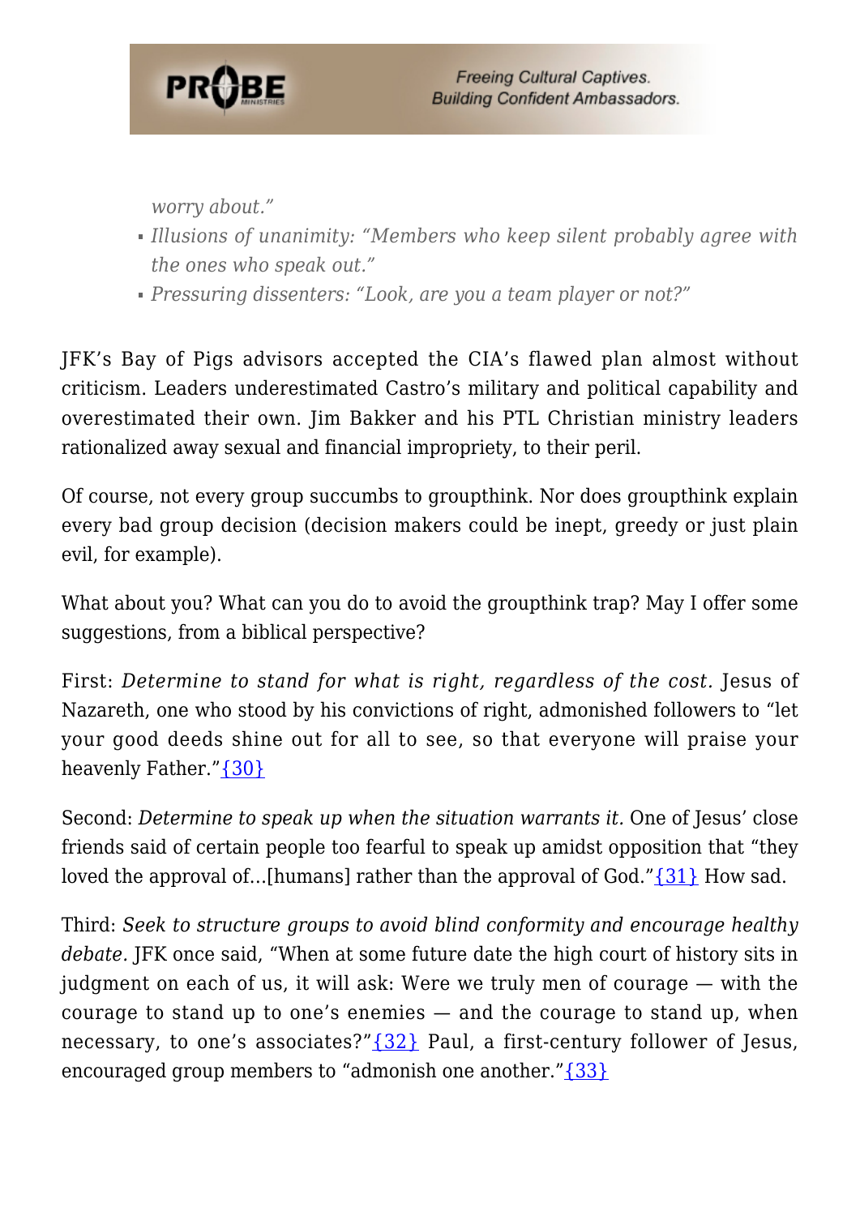*worry about."*

- *Illusions of unanimity: "Members who keep silent probably agree with the ones who speak out."*
- *Pressuring dissenters: "Look, are you a team player or not?"*

JFK's Bay of Pigs advisors accepted the CIA's flawed plan almost without criticism. Leaders underestimated Castro's military and political capability and overestimated their own. Jim Bakker and his PTL Christian ministry leaders rationalized away sexual and financial impropriety, to their peril.

Of course, not every group succumbs to groupthink. Nor does groupthink explain every bad group decision (decision makers could be inept, greedy or just plain evil, for example).

What about you? What can you do to avoid the groupthink trap? May I offer some suggestions, from a biblical perspective?

First: *Determine to stand for what is right, regardless of the cost.* Jesus of Nazareth, one who stood by his convictions of right, admonished followers to "let your good deeds shine out for all to see, so that everyone will praise your heavenly Father."{30}

Second: *Determine to speak up when the situation warrants it.* One of Jesus' close friends said of certain people too fearful to speak up amidst opposition that "they loved the approval of…[humans] rather than the approval of God."{31} How sad.

Third: *Seek to structure groups to avoid blind conformity and encourage healthy debate.* JFK once said, "When at some future date the high court of history sits in judgment on each of us, it will ask: Were we truly men of courage — with the courage to stand up to one's enemies — and the courage to stand up, when necessary, to one's associates?"{32} Paul, a first-century follower of Jesus, encouraged group members to "admonish one another."{33}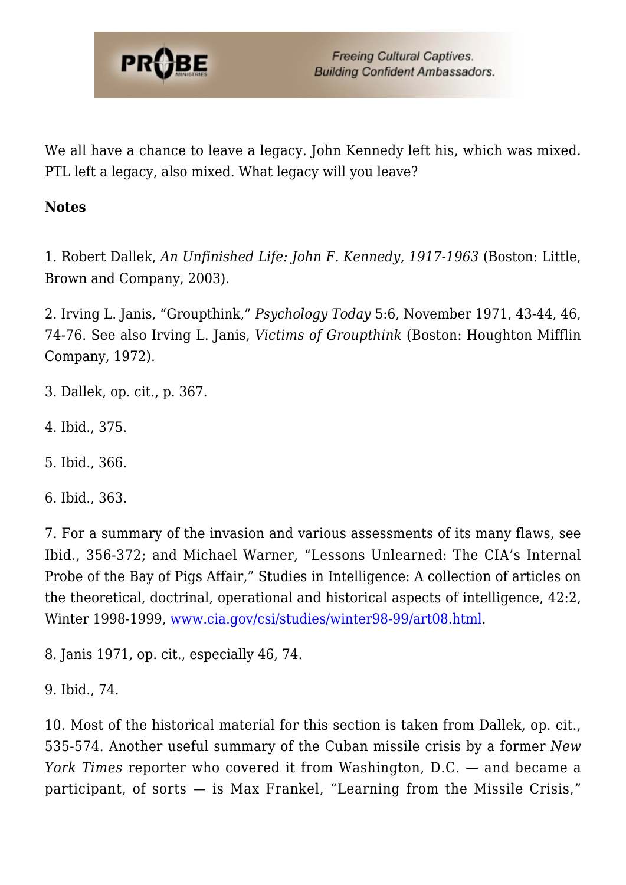We all have a chance to leave a legacy. John Kennedy left his, which was mixed. PTL left a legacy, also mixed. What legacy will you leave?

**Notes**

1. Robert Dallek, *An Unfinished Life: John F. Kennedy, 1917-1963* (Boston: Little, Brown and Company, 2003).

2. Irving L. Janis, "Groupthink," *Psychology Today* 5:6, November 1971, 43-44, 46, 74-76. See also Irving L. Janis, *Victims of Groupthink* (Boston: Houghton Mifflin Company, 1972).

3. Dallek, op. cit., p. 367.

4. Ibid., 375.

5. Ibid., 366.

6. Ibid., 363.

7. For a summary of the invasion and various assessments of its many flaws, see Ibid., 356-372; and Michael Warner, "Lessons Unlearned: The CIA's Internal Probe of the Bay of Pigs Affair," Studies in Intelligence: A collection of articles on the theoretical, doctrinal, operational and historical aspects of intelligence, 42:2, Winter 1998-1999, [www.cia.gov/csi/studies/winter98-99/art08.html](www.cia.gov/csi/studies/winter98-99/art08.html).

8. Janis 1971, op. cit., especially 46, 74.

9. Ibid., 74.

10. Most of the historical material for this section is taken from Dallek, op. cit., 535-574. Another useful summary of the Cuban missile crisis by a former *New York Times* reporter who covered it from Washington, D.C. — and became a participant, of sorts — is Max Frankel, "Learning from the Missile Crisis,"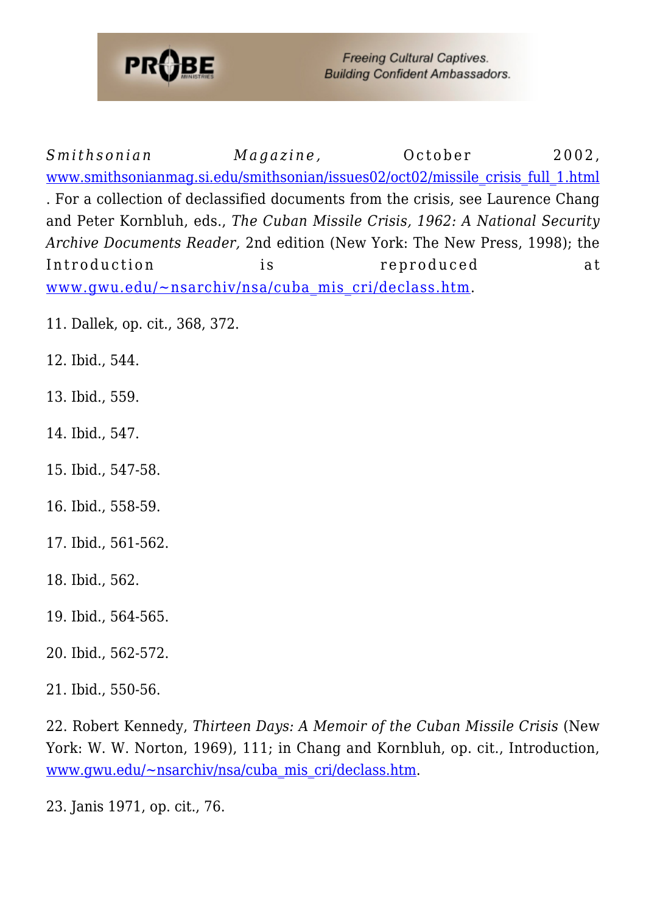*Smithsonian Magazine,* October 2002, [www.smithsonianmag.si.edu/smithsonian/issues02/oct02/missile_crisis_full_1.html](www.smithsonianmag.si.edu/smithsonian/issues02/oct02/missile_crisis_full_1.html). For a collection of declassified documents from the crisis, see Laurence Chang and Peter Kornbluh, eds., *The Cuban Missile Crisis, 1962: A National Security Archive Documents Reader,* 2nd edition (New York: The New Press, 1998); the Introduction is reproduced at [www.gwu.edu/~nsarchiv/nsa/cuba_mis_cri/declass.htm](www.gwu.edu/~nsarchiv/nsa/cuba_mis_cri/declass.htm).

11. Dallek, op. cit., 368, 372.

12. Ibid., 544.

13. Ibid., 559.

14. Ibid., 547.

15. Ibid., 547-58.

16. Ibid., 558-59.

17. Ibid., 561-562.

18. Ibid., 562.

19. Ibid., 564-565.

20. Ibid., 562-572.

21. Ibid., 550-56.

22. Robert Kennedy, *Thirteen Days: A Memoir of the Cuban Missile Crisis* (New York: W. W. Norton, 1969), 111; in Chang and Kornbluh, op. cit., Introduction, [www.gwu.edu/~nsarchiv/nsa/cuba_mis_cri/declass.htm](www.gwu.edu/~nsarchiv/nsa/cuba_mis_cri/declass.htm).

23. Janis 1971, op. cit., 76.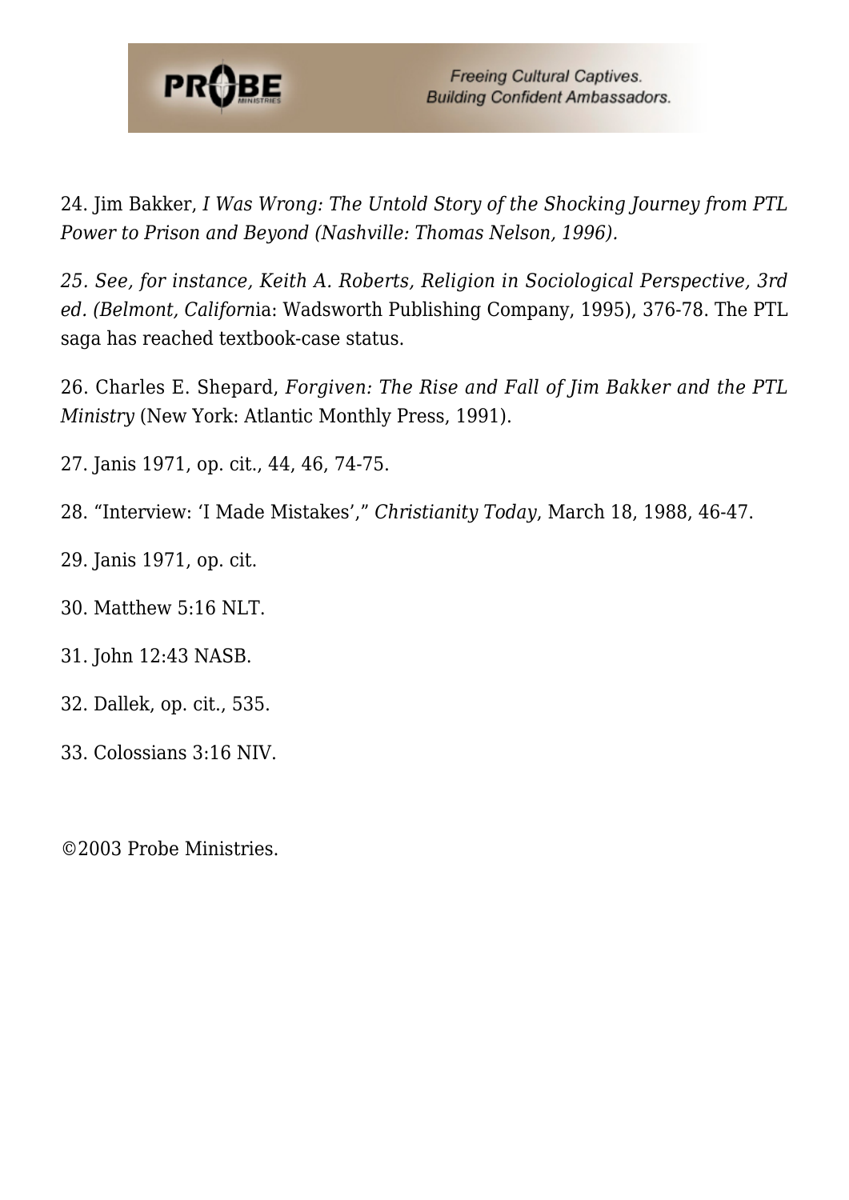24. Jim Bakker, *I Was Wrong: The Untold Story of the Shocking Journey from PTL Power to Prison and Beyond (Nashville: Thomas Nelson, 1996).*

*25. See, for instance, Keith A. Roberts, Religion in Sociological Perspective, 3rd ed. (Belmont, Californ*ia: Wadsworth Publishing Company, 1995), 376-78. The PTL saga has reached textbook-case status.

26. Charles E. Shepard, *Forgiven: The Rise and Fall of Jim Bakker and the PTL Ministry* (New York: Atlantic Monthly Press, 1991).

27. Janis 1971, op. cit., 44, 46, 74-75.

28. "Interview: 'I Made Mistakes'," *Christianity Today*, March 18, 1988, 46-47.

29. Janis 1971, op. cit.

30. Matthew 5:16 NLT.

31. John 12:43 NASB.

32. Dallek, op. cit., 535.

33. Colossians 3:16 NIV.

©2003 Probe Ministries.